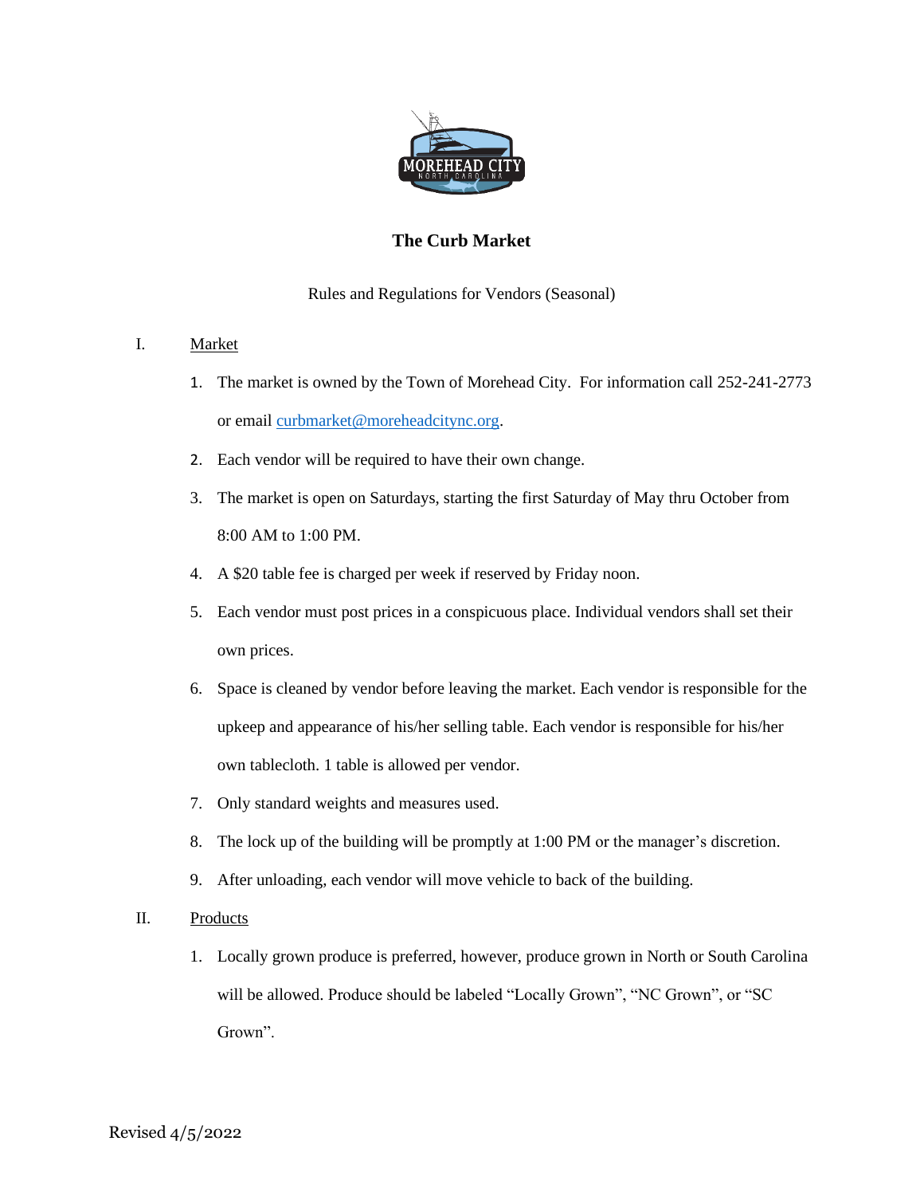# The Curb Market

Rules and Regulations for Vendors (Seasonal)

## I. Market

1. The market is owned by the Town of Morehead City. For information call 252-241-2773 or email curbmarket@moreheadcitync.org.
2. Each vendor will be required to have their own change.
3. The market is open on Saturdays, starting the first Saturday of May thru October from 8:00 AM to 1:00 PM.
4. A $20 table fee is charged per week if reserved by Friday noon.
5. Each vendor must post prices in a conspicuous place. Individual vendors shall set their own prices.
6. Space is cleaned by vendor before leaving the market. Each vendor is responsible for the upkeep and appearance of his/her selling table. Each vendor is responsible for his/her own tablecloth. 1 table is allowed per vendor.
7. Only standard weights and measures used.
8. The lock up of the building will be promptly at 1:00 PM or the manager's discretion.
9. After unloading, each vendor will move vehicle to back of the building.

## II. Products

1. Locally grown produce is preferred, however, produce grown in North or South Carolina will be allowed. Produce should be labeled "Locally Grown", "NC Grown", or "SC Grown".

Revised 4/5/2022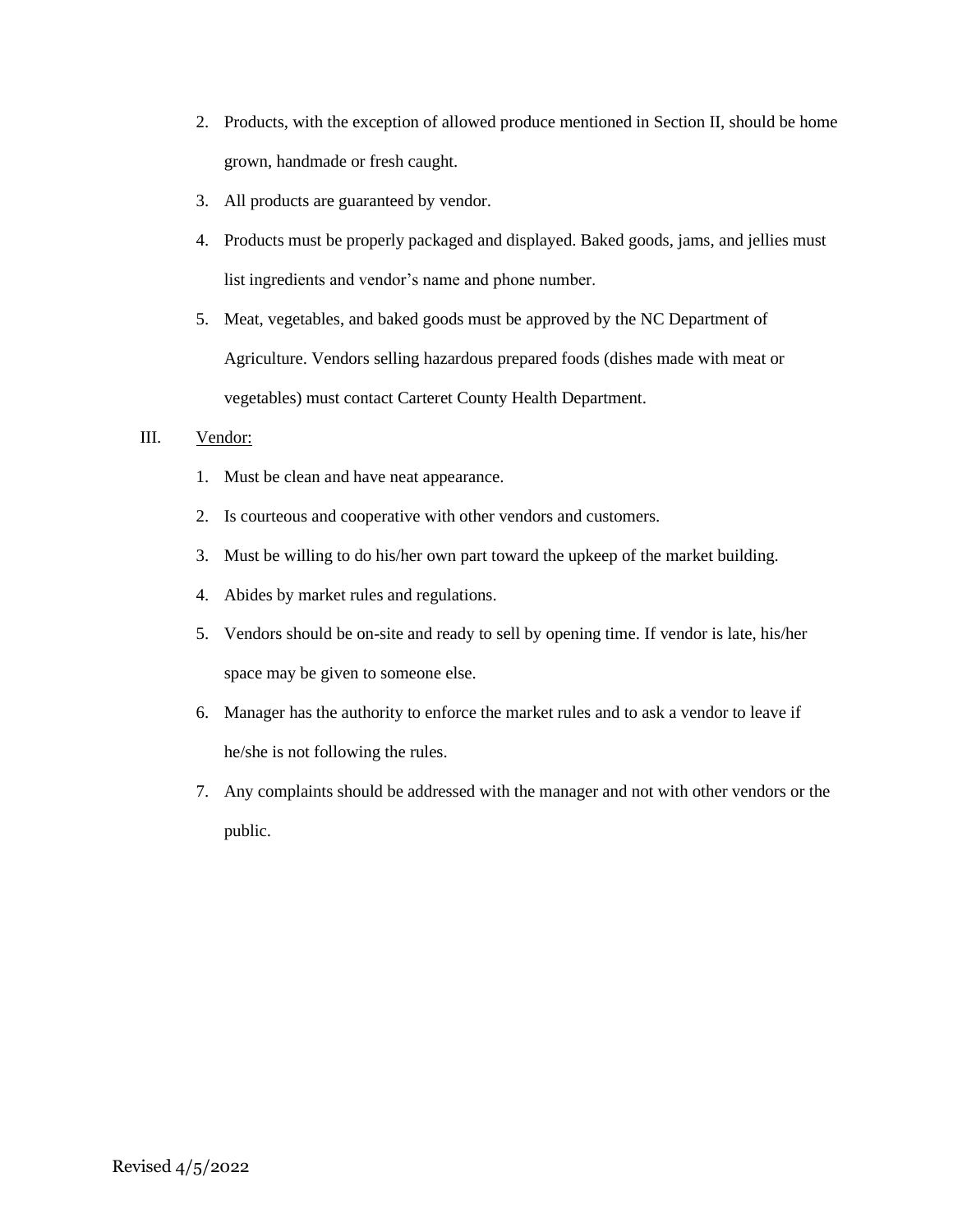2. Products, with the exception of allowed produce mentioned in Section II, should be home grown, handmade or fresh caught.
3. All products are guaranteed by vendor.
4. Products must be properly packaged and displayed. Baked goods, jams, and jellies must list ingredients and vendor's name and phone number.
5. Meat, vegetables, and baked goods must be approved by the NC Department of Agriculture. Vendors selling hazardous prepared foods (dishes made with meat or vegetables) must contact Carteret County Health Department.

III. <u>Vendor:</u>

1. Must be clean and have neat appearance.
2. Is courteous and cooperative with other vendors and customers.
3. Must be willing to do his/her own part toward the upkeep of the market building.
4. Abides by market rules and regulations.
5. Vendors should be on-site and ready to sell by opening time. If vendor is late, his/her space may be given to someone else.
6. Manager has the authority to enforce the market rules and to ask a vendor to leave if he/she is not following the rules.
7. Any complaints should be addressed with the manager and not with other vendors or the public.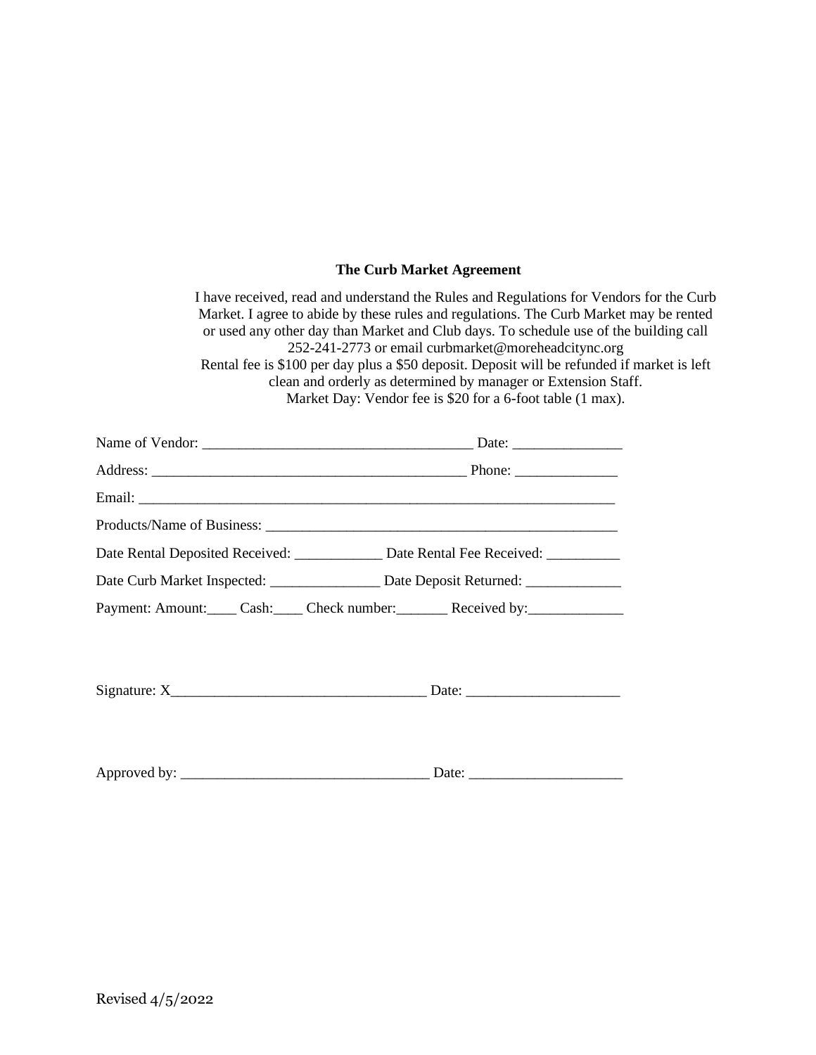**The Curb Market Agreement**

I have received, read and understand the Rules and Regulations for Vendors for the Curb Market. I agree to abide by these rules and regulations. The Curb Market may be rented or used any other day than Market and Club days. To schedule use of the building call 252-241-2773 or email curbmarket@moreheadcitync.org
Rental fee is $100 per day plus a $50 deposit. Deposit will be refunded if market is left clean and orderly as determined by manager or Extension Staff.
Market Day: Vendor fee is $20 for a 6-foot table (1 max).

Name of Vendor: ____________________________________ Date: _______________

Address: ___________________________________________ Phone: ______________

Email: ____________________________________________________________________

Products/Name of Business: _________________________________________________

Date Rental Deposited Received: ____________ Date Rental Fee Received: __________

Date Curb Market Inspected: _______________ Date Deposit Returned: _____________

Payment: Amount:____ Cash:____ Check number:_______ Received by:_____________

Signature: X__________________________________ Date: ____________________

Approved by: _________________________________ Date: ____________________

Revised 4/5/2022